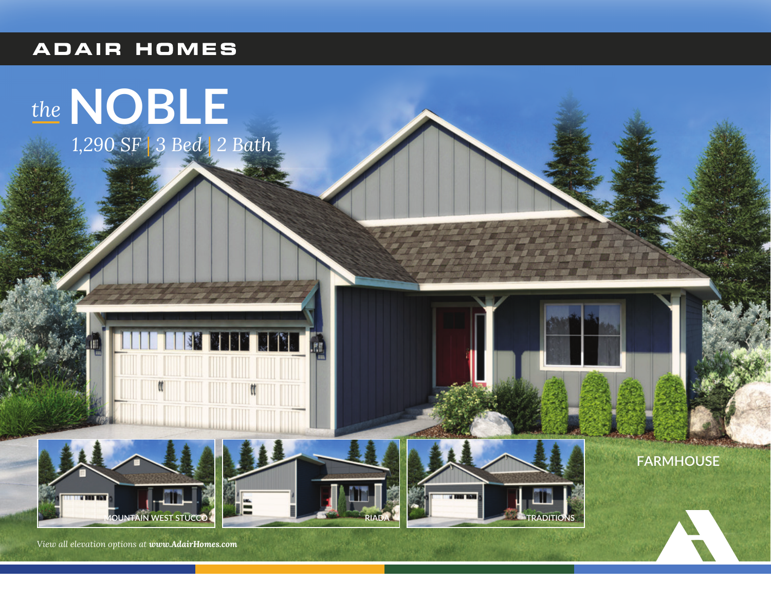ADAIR HOMES

# *the* NOBLE

*1,290 SF | 3 Bed | 2 Bath*

FARMHOUSE

MOUNTAIN WEST STUCCO

RIADA

TRADITIONS

*View all elevation options at **www.AdairHomes.com***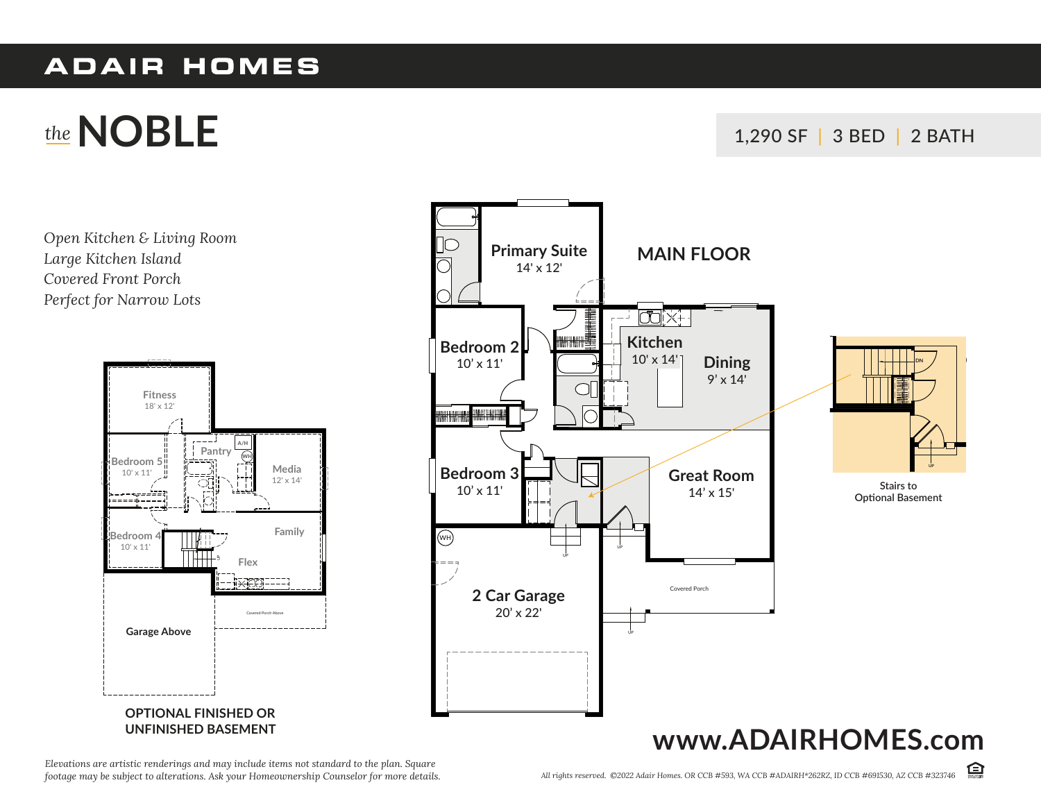ADAIR HOMES

# *the* NOBLE

1,290 SF | 3 BED | 2 BATH

*Open Kitchen & Living Room*
*Large Kitchen Island*
*Covered Front Porch*
*Perfect for Narrow Lots*

## MAIN FLOOR

Primary Suite
14' x 12'

Bedroom 2
10' x 11'

Bedroom 3
10' x 11'

Kitchen
10' x 14'

Dining
9' x 14'

Great Room
14' x 15'

2 Car Garage
20' x 22'

Covered Porch

WH

UP

Stairs to
Optional Basement

DN

## OPTIONAL FINISHED OR UNFINISHED BASEMENT

Fitness
18' x 12'

Bedroom 5
10' x 11'

Pantry

A/H

WH

Media
12' x 14'

Bedroom 4
10' x 11'

Family

Flex

Garage Above

Covered Porch Above

## www.ADAIRHOMES.com

*Elevations are artistic renderings and may include items not standard to the plan. Square footage may be subject to alterations. Ask your Homeownership Counselor for more details.*

*All rights reserved. ©2022 Adair Homes. OR CCB #593, WA CCB #ADAIRH*262RZ, ID CCB #691530, AZ CCB #323746*